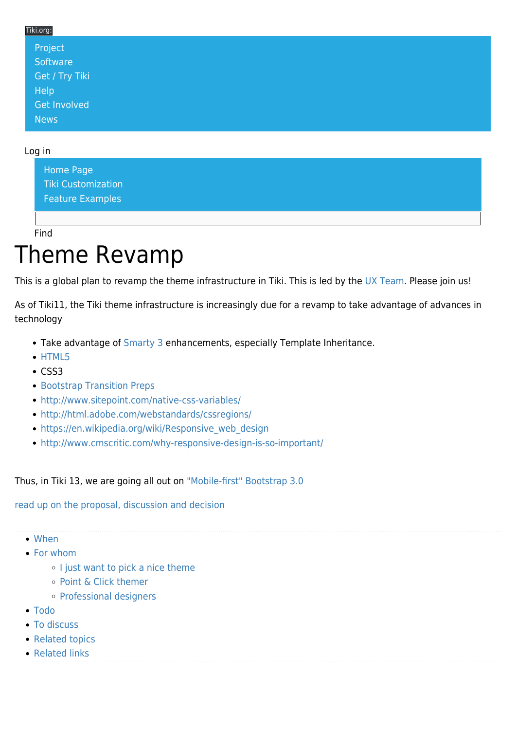Tiki.org:

- Project
- Software
- Get / Try Tiki
- Help
- Get Involved
- News

Log in

- Home Page
- Tiki Customization
- Feature Examples

Find

# Theme Revamp

This is a global plan to revamp the theme infrastructure in Tiki. This is led by the UX Team. Please join us!

As of Tiki11, the Tiki theme infrastructure is increasingly due for a revamp to take advantage of advances in technology

- Take advantage of Smarty 3 enhancements, especially Template Inheritance.
- HTML5
- CSS3
- Bootstrap Transition Preps
- http://www.sitepoint.com/native-css-variables/
- http://html.adobe.com/webstandards/cssregions/
- https://en.wikipedia.org/wiki/Responsive_web_design
- http://www.cmscritic.com/why-responsive-design-is-so-important/

Thus, in Tiki 13, we are going all out on "Mobile-first" Bootstrap 3.0

read up on the proposal, discussion and decision

- When
- For whom
  - I just want to pick a nice theme
  - Point & Click themer
  - Professional designers
- Todo
- To discuss
- Related topics
- Related links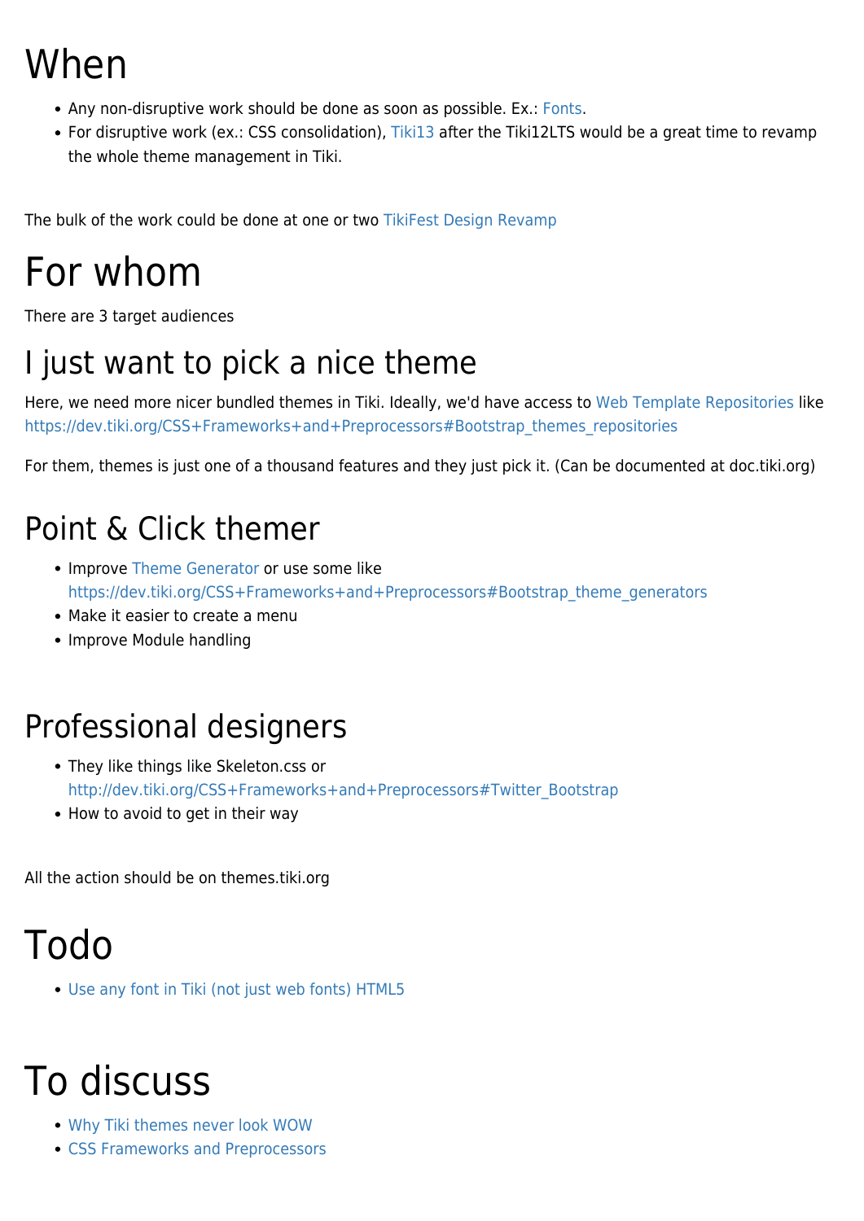# When

- Any non-disruptive work should be done as soon as possible. Ex.: Fonts.
- For disruptive work (ex.: CSS consolidation), Tiki13 after the Tiki12LTS would be a great time to revamp the whole theme management in Tiki.

The bulk of the work could be done at one or two TikiFest Design Revamp

# For whom

There are 3 target audiences

## I just want to pick a nice theme

Here, we need more nicer bundled themes in Tiki. Ideally, we'd have access to Web Template Repositories like https://dev.tiki.org/CSS+Frameworks+and+Preprocessors#Bootstrap_themes_repositories

For them, themes is just one of a thousand features and they just pick it. (Can be documented at doc.tiki.org)

## Point & Click themer

- Improve Theme Generator or use some like https://dev.tiki.org/CSS+Frameworks+and+Preprocessors#Bootstrap_theme_generators
- Make it easier to create a menu
- Improve Module handling

## Professional designers

- They like things like Skeleton.css or http://dev.tiki.org/CSS+Frameworks+and+Preprocessors#Twitter_Bootstrap
- How to avoid to get in their way

All the action should be on themes.tiki.org

# Todo

- Use any font in Tiki (not just web fonts) HTML5

# To discuss

- Why Tiki themes never look WOW
- CSS Frameworks and Preprocessors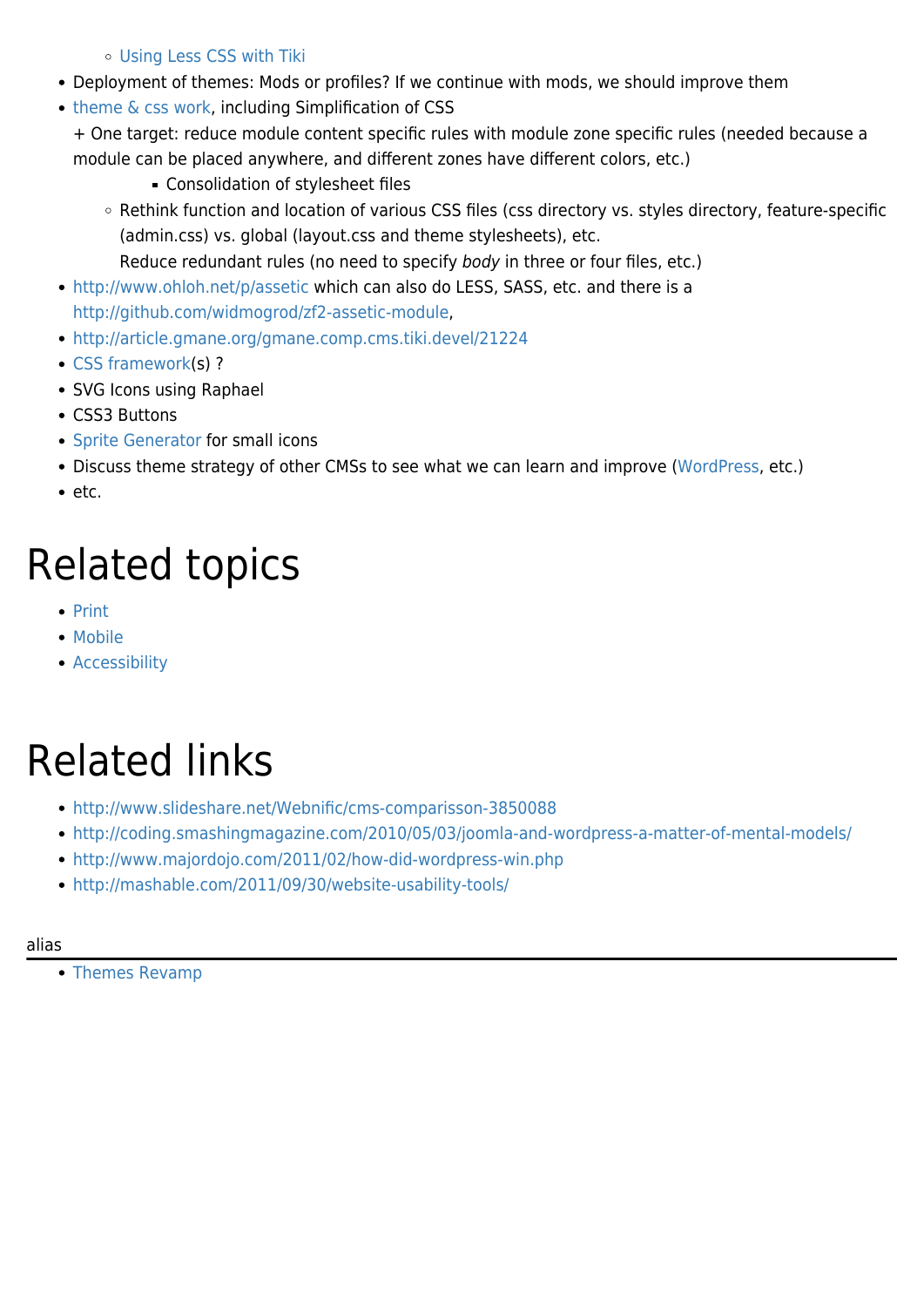- Using Less CSS with Tiki
- Deployment of themes: Mods or profiles? If we continue with mods, we should improve them
- theme & css work, including Simplification of CSS
  + One target: reduce module content specific rules with module zone specific rules (needed because a module can be placed anywhere, and different zones have different colors, etc.)
        - Consolidation of stylesheet files
    - Rethink function and location of various CSS files (css directory vs. styles directory, feature-specific (admin.css) vs. global (layout.css and theme stylesheets), etc.
      Reduce redundant rules (no need to specify *body* in three or four files, etc.)
- http://www.ohloh.net/p/assetic which can also do LESS, SASS, etc. and there is a http://github.com/widmogrod/zf2-assetic-module,
- http://article.gmane.org/gmane.comp.cms.tiki.devel/21224
- CSS framework(s) ?
- SVG Icons using Raphael
- CSS3 Buttons
- Sprite Generator for small icons
- Discuss theme strategy of other CMSs to see what we can learn and improve (WordPress, etc.)
- etc.

# Related topics

- Print
- Mobile
- Accessibility

# Related links

- http://www.slideshare.net/Webnific/cms-comparisson-3850088
- http://coding.smashingmagazine.com/2010/05/03/joomla-and-wordpress-a-matter-of-mental-models/
- http://www.majordojo.com/2011/02/how-did-wordpress-win.php
- http://mashable.com/2011/09/30/website-usability-tools/

alias

---

- Themes Revamp